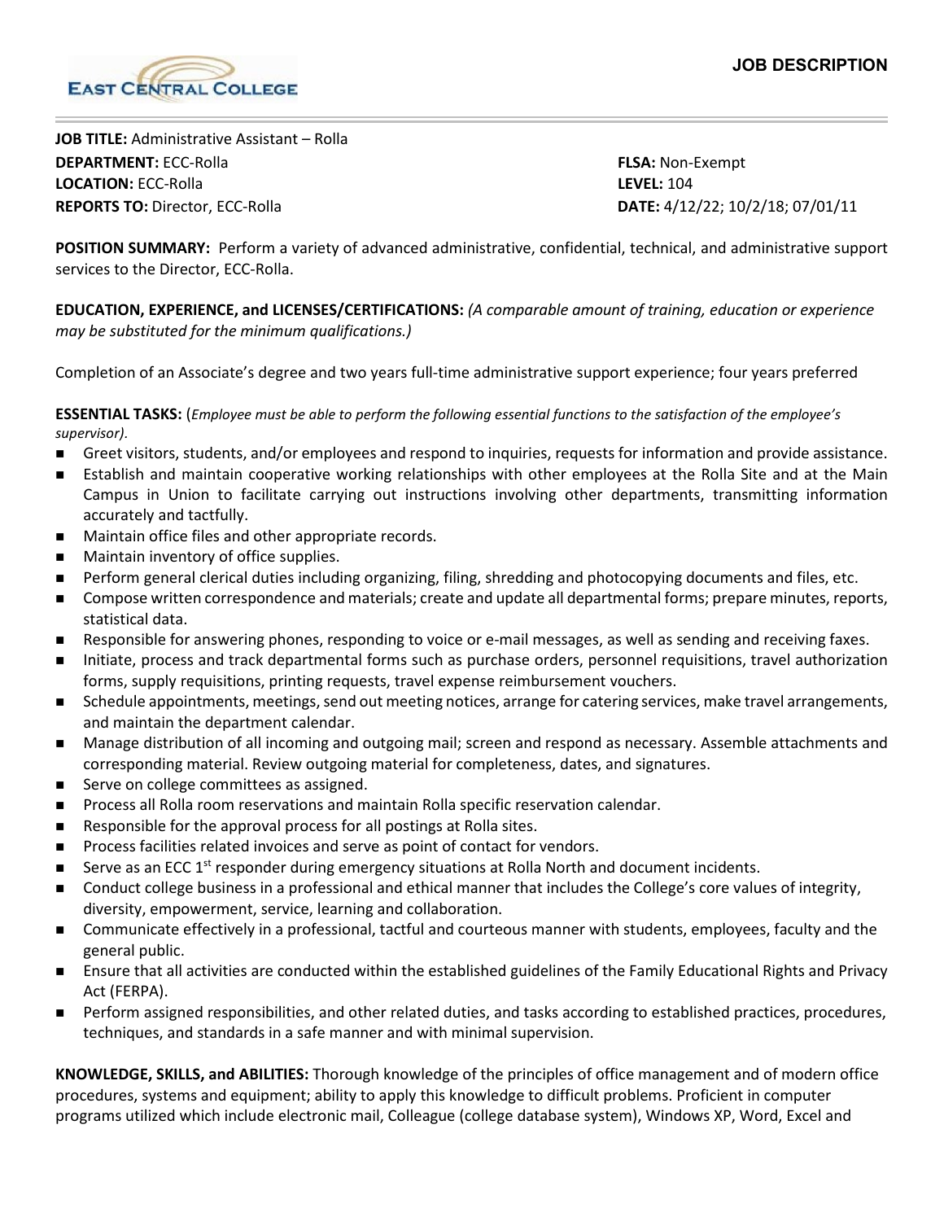**EAST CENTRAL COLLEGE**

# JOB DESCRIPTION

**JOB TITLE:** Administrative Assistant – Rolla
**DEPARTMENT:** ECC-Rolla
**LOCATION:** ECC-Rolla
**REPORTS TO:** Director, ECC-Rolla

**FLSA:** Non-Exempt
**LEVEL:** 104
**DATE:** 4/12/22; 10/2/18; 07/01/11

**POSITION SUMMARY:** Perform a variety of advanced administrative, confidential, technical, and administrative support services to the Director, ECC-Rolla.

**EDUCATION, EXPERIENCE, and LICENSES/CERTIFICATIONS:** *(A comparable amount of training, education or experience may be substituted for the minimum qualifications.)*

Completion of an Associate's degree and two years full-time administrative support experience; four years preferred

**ESSENTIAL TASKS:** (*Employee must be able to perform the following essential functions to the satisfaction of the employee's supervisor).*

- Greet visitors, students, and/or employees and respond to inquiries, requests for information and provide assistance.
- Establish and maintain cooperative working relationships with other employees at the Rolla Site and at the Main Campus in Union to facilitate carrying out instructions involving other departments, transmitting information accurately and tactfully.
- Maintain office files and other appropriate records.
- Maintain inventory of office supplies.
- Perform general clerical duties including organizing, filing, shredding and photocopying documents and files, etc.
- Compose written correspondence and materials; create and update all departmental forms; prepare minutes, reports, statistical data.
- Responsible for answering phones, responding to voice or e-mail messages, as well as sending and receiving faxes.
- Initiate, process and track departmental forms such as purchase orders, personnel requisitions, travel authorization forms, supply requisitions, printing requests, travel expense reimbursement vouchers.
- Schedule appointments, meetings, send out meeting notices, arrange for catering services, make travel arrangements, and maintain the department calendar.
- Manage distribution of all incoming and outgoing mail; screen and respond as necessary. Assemble attachments and corresponding material. Review outgoing material for completeness, dates, and signatures.
- Serve on college committees as assigned.
- Process all Rolla room reservations and maintain Rolla specific reservation calendar.
- Responsible for the approval process for all postings at Rolla sites.
- Process facilities related invoices and serve as point of contact for vendors.
- Serve as an ECC 1st responder during emergency situations at Rolla North and document incidents.
- Conduct college business in a professional and ethical manner that includes the College's core values of integrity, diversity, empowerment, service, learning and collaboration.
- Communicate effectively in a professional, tactful and courteous manner with students, employees, faculty and the general public.
- Ensure that all activities are conducted within the established guidelines of the Family Educational Rights and Privacy Act (FERPA).
- Perform assigned responsibilities, and other related duties, and tasks according to established practices, procedures, techniques, and standards in a safe manner and with minimal supervision.

**KNOWLEDGE, SKILLS, and ABILITIES:** Thorough knowledge of the principles of office management and of modern office procedures, systems and equipment; ability to apply this knowledge to difficult problems. Proficient in computer programs utilized which include electronic mail, Colleague (college database system), Windows XP, Word, Excel and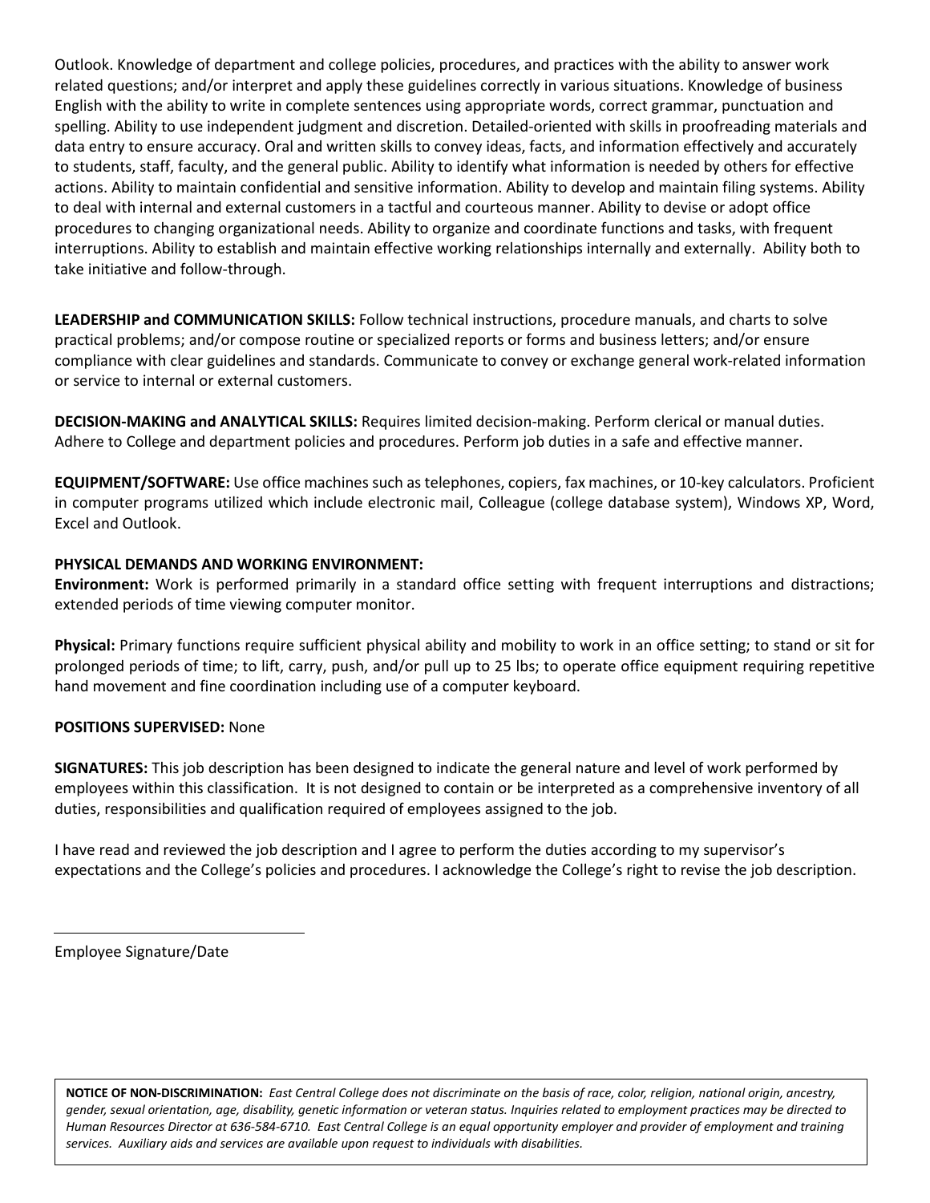Outlook. Knowledge of department and college policies, procedures, and practices with the ability to answer work related questions; and/or interpret and apply these guidelines correctly in various situations. Knowledge of business English with the ability to write in complete sentences using appropriate words, correct grammar, punctuation and spelling. Ability to use independent judgment and discretion. Detailed-oriented with skills in proofreading materials and data entry to ensure accuracy. Oral and written skills to convey ideas, facts, and information effectively and accurately to students, staff, faculty, and the general public. Ability to identify what information is needed by others for effective actions. Ability to maintain confidential and sensitive information. Ability to develop and maintain filing systems. Ability to deal with internal and external customers in a tactful and courteous manner. Ability to devise or adopt office procedures to changing organizational needs. Ability to organize and coordinate functions and tasks, with frequent interruptions. Ability to establish and maintain effective working relationships internally and externally. Ability both to take initiative and follow-through.

**LEADERSHIP and COMMUNICATION SKILLS:** Follow technical instructions, procedure manuals, and charts to solve practical problems; and/or compose routine or specialized reports or forms and business letters; and/or ensure compliance with clear guidelines and standards. Communicate to convey or exchange general work-related information or service to internal or external customers.

**DECISION-MAKING and ANALYTICAL SKILLS:** Requires limited decision-making. Perform clerical or manual duties. Adhere to College and department policies and procedures. Perform job duties in a safe and effective manner.

**EQUIPMENT/SOFTWARE:** Use office machines such as telephones, copiers, fax machines, or 10-key calculators. Proficient in computer programs utilized which include electronic mail, Colleague (college database system), Windows XP, Word, Excel and Outlook.

**PHYSICAL DEMANDS AND WORKING ENVIRONMENT:**

**Environment:** Work is performed primarily in a standard office setting with frequent interruptions and distractions; extended periods of time viewing computer monitor.

**Physical:** Primary functions require sufficient physical ability and mobility to work in an office setting; to stand or sit for prolonged periods of time; to lift, carry, push, and/or pull up to 25 lbs; to operate office equipment requiring repetitive hand movement and fine coordination including use of a computer keyboard.

**POSITIONS SUPERVISED:** None

**SIGNATURES:** This job description has been designed to indicate the general nature and level of work performed by employees within this classification. It is not designed to contain or be interpreted as a comprehensive inventory of all duties, responsibilities and qualification required of employees assigned to the job.

I have read and reviewed the job description and I agree to perform the duties according to my supervisor's expectations and the College's policies and procedures. I acknowledge the College's right to revise the job description.

______________________________

Employee Signature/Date

**NOTICE OF NON-DISCRIMINATION:** *East Central College does not discriminate on the basis of race, color, religion, national origin, ancestry, gender, sexual orientation, age, disability, genetic information or veteran status. Inquiries related to employment practices may be directed to Human Resources Director at 636-584-6710. East Central College is an equal opportunity employer and provider of employment and training services. Auxiliary aids and services are available upon request to individuals with disabilities.*